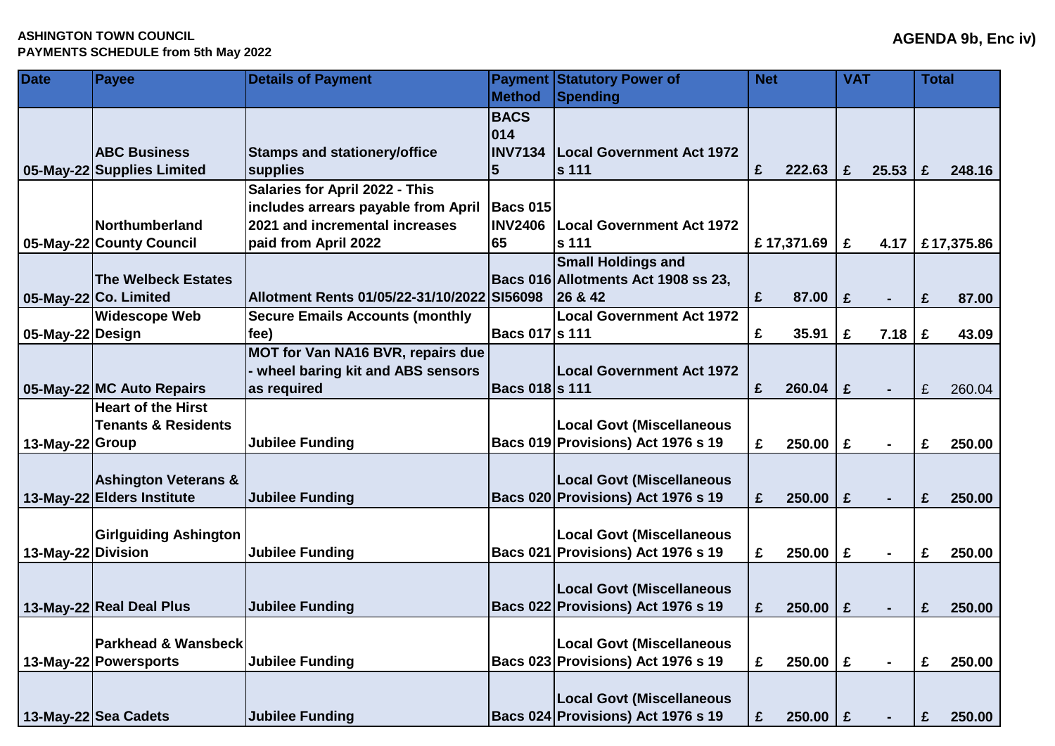**ASHINGTON TOWN COUNCIL**
**PAYMENTS SCHEDULE from 5th May 2022**

**AGENDA 9b, Enc iv)**

| Date | Payee | Details of Payment | Payment Method | Statutory Power of Spending | Net | VAT | Total |
|---|---|---|---|---|---|---|---|
| 05-May-22 | ABC Business Supplies Limited | Stamps and stationery/office supplies | BACS 014 INV71345 | Local Government Act 1972 s 111 | £ 222.63 | £ 25.53 | £ 248.16 |
| 05-May-22 | Northumberland County Council | Salaries for April 2022 - This includes arrears payable from April 2021 and incremental increases paid from April 2022 | Bacs 015 INV240665 | Local Government Act 1972 s 111 | £ 17,371.69 | £ 4.17 | £ 17,375.86 |
| 05-May-22 | The Welbeck Estates Co. Limited | Allotment Rents 01/05/22-31/10/2022 | Bacs 016 SI56098 | Small Holdings and Allotments Act 1908 ss 23, 26 & 42 | £ 87.00 | £ - | £ 87.00 |
| 05-May-22 | Widescope Web Design | Secure Emails Accounts (monthly fee) | Bacs 017 | Local Government Act 1972 s 111 | £ 35.91 | £ 7.18 | £ 43.09 |
| 05-May-22 | MC Auto Repairs | MOT for Van NA16 BVR, repairs due - wheel baring kit and ABS sensors as required | Bacs 018 | Local Government Act 1972 s 111 | £ 260.04 | £ - | £ 260.04 |
| 13-May-22 | Heart of the Hirst Tenants & Residents Group | Jubilee Funding | Bacs 019 | Local Govt (Miscellaneous Provisions) Act 1976 s 19 | £ 250.00 | £ - | £ 250.00 |
| 13-May-22 | Ashington Veterans & Elders Institute | Jubilee Funding | Bacs 020 | Local Govt (Miscellaneous Provisions) Act 1976 s 19 | £ 250.00 | £ - | £ 250.00 |
| 13-May-22 | Girlguiding Ashington Division | Jubilee Funding | Bacs 021 | Local Govt (Miscellaneous Provisions) Act 1976 s 19 | £ 250.00 | £ - | £ 250.00 |
| 13-May-22 | Real Deal Plus | Jubilee Funding | Bacs 022 | Local Govt (Miscellaneous Provisions) Act 1976 s 19 | £ 250.00 | £ - | £ 250.00 |
| 13-May-22 | Parkhead & Wansbeck Powersports | Jubilee Funding | Bacs 023 | Local Govt (Miscellaneous Provisions) Act 1976 s 19 | £ 250.00 | £ - | £ 250.00 |
| 13-May-22 | Sea Cadets | Jubilee Funding | Bacs 024 | Local Govt (Miscellaneous Provisions) Act 1976 s 19 | £ 250.00 | £ - | £ 250.00 |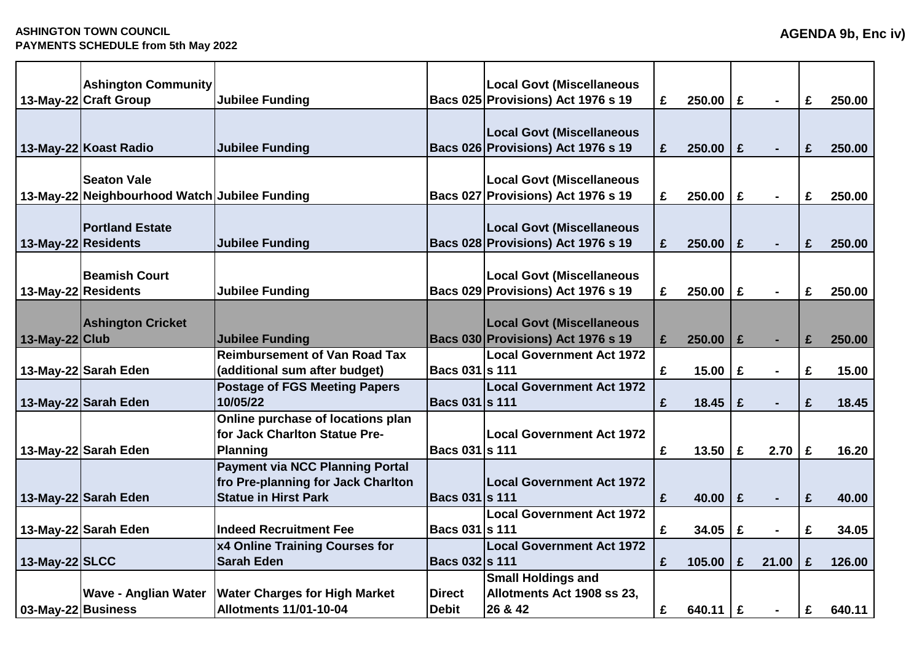**ASHINGTON TOWN COUNCIL**
**PAYMENTS SCHEDULE from 5th May 2022**

**AGENDA 9b, Enc iv)**

| | | | | | | | |
|---|---|---|---|---|---|---|---|
| 13-May-22 | Ashington Community Craft Group | Jubilee Funding | Bacs 025 | Local Govt (Miscellaneous Provisions) Act 1976 s 19 | £ 250.00 | £ - | £ 250.00 |
| 13-May-22 | Koast Radio | Jubilee Funding | Bacs 026 | Local Govt (Miscellaneous Provisions) Act 1976 s 19 | £ 250.00 | £ - | £ 250.00 |
| 13-May-22 | Seaton Vale Neighbourhood Watch | Jubilee Funding | Bacs 027 | Local Govt (Miscellaneous Provisions) Act 1976 s 19 | £ 250.00 | £ - | £ 250.00 |
| 13-May-22 | Portland Estate Residents | Jubilee Funding | Bacs 028 | Local Govt (Miscellaneous Provisions) Act 1976 s 19 | £ 250.00 | £ - | £ 250.00 |
| 13-May-22 | Beamish Court Residents | Jubilee Funding | Bacs 029 | Local Govt (Miscellaneous Provisions) Act 1976 s 19 | £ 250.00 | £ - | £ 250.00 |
| 13-May-22 | Ashington Cricket Club | Jubilee Funding | Bacs 030 | Local Govt (Miscellaneous Provisions) Act 1976 s 19 | £ 250.00 | £ - | £ 250.00 |
| 13-May-22 | Sarah Eden | Reimbursement of Van Road Tax (additional sum after budget) | Bacs 031 | Local Government Act 1972 s 111 | £ 15.00 | £ - | £ 15.00 |
| 13-May-22 | Sarah Eden | Postage of FGS Meeting Papers 10/05/22 | Bacs 031 | Local Government Act 1972 s 111 | £ 18.45 | £ - | £ 18.45 |
| 13-May-22 | Sarah Eden | Online purchase of locations plan for Jack Charlton Statue Pre-Planning | Bacs 031 | Local Government Act 1972 s 111 | £ 13.50 | £ 2.70 | £ 16.20 |
| 13-May-22 | Sarah Eden | Payment via NCC Planning Portal fro Pre-planning for Jack Charlton Statue in Hirst Park | Bacs 031 | Local Government Act 1972 s 111 | £ 40.00 | £ - | £ 40.00 |
| 13-May-22 | Sarah Eden | Indeed Recruitment Fee | Bacs 031 | Local Government Act 1972 s 111 | £ 34.05 | £ - | £ 34.05 |
| 13-May-22 | SLCC | x4 Online Training Courses for Sarah Eden | Bacs 032 | Local Government Act 1972 s 111 | £ 105.00 | £ 21.00 | £ 126.00 |
| 03-May-22 | Wave - Anglian Water Business | Water Charges for High Market Allotments 11/01-10-04 | Direct Debit | Small Holdings and Allotments Act 1908 ss 23, 26 & 42 | £ 640.11 | £ - | £ 640.11 |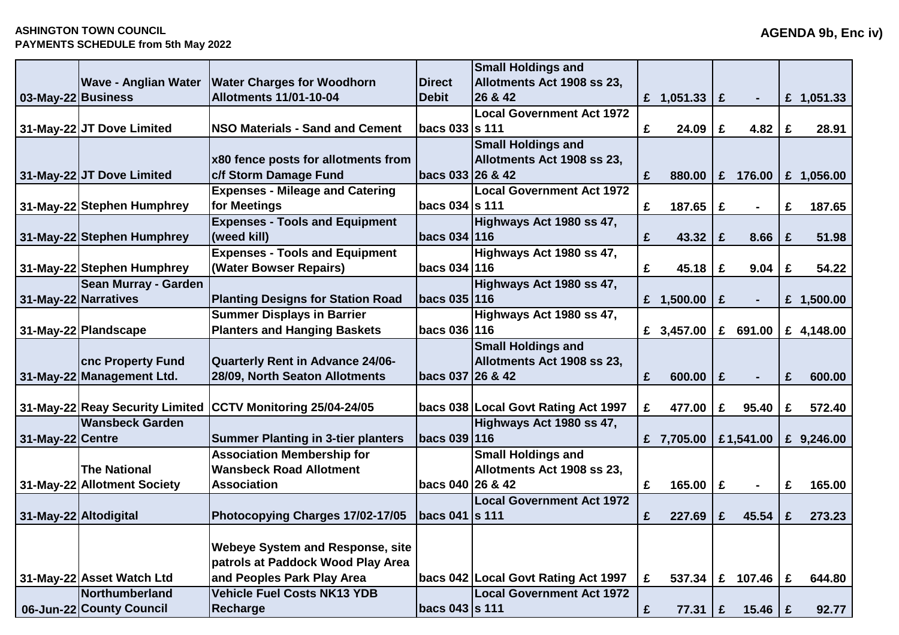**ASHINGTON TOWN COUNCIL**
**PAYMENTS SCHEDULE from 5th May 2022**

**AGENDA 9b, Enc iv)**

| | | | | | | | |
|---|---|---|---|---|---|---|---|
| 03-May-22 | Wave - Anglian Water Business | Water Charges for Woodhorn Allotments 11/01-10-04 | Direct Debit | Small Holdings and Allotments Act 1908 ss 23, 26 & 42 | £ 1,051.33 | £ - | £ 1,051.33 |
| 31-May-22 | JT Dove Limited | NSO Materials - Sand and Cement | bacs 033 | Local Government Act 1972 s 111 | £ 24.09 | £ 4.82 | £ 28.91 |
| 31-May-22 | JT Dove Limited | x80 fence posts for allotments from c/f Storm Damage Fund | bacs 033 | Small Holdings and Allotments Act 1908 ss 23, 26 & 42 | £ 880.00 | £ 176.00 | £ 1,056.00 |
| 31-May-22 | Stephen Humphrey | Expenses - Mileage and Catering for Meetings | bacs 034 | Local Government Act 1972 s 111 | £ 187.65 | £ - | £ 187.65 |
| 31-May-22 | Stephen Humphrey | Expenses - Tools and Equipment (weed kill) | bacs 034 | Highways Act 1980 ss 47, 116 | £ 43.32 | £ 8.66 | £ 51.98 |
| 31-May-22 | Stephen Humphrey | Expenses - Tools and Equipment (Water Bowser Repairs) | bacs 034 | Highways Act 1980 ss 47, 116 | £ 45.18 | £ 9.04 | £ 54.22 |
| 31-May-22 | Sean Murray - Garden Narratives | Planting Designs for Station Road | bacs 035 | Highways Act 1980 ss 47, 116 | £ 1,500.00 | £ - | £ 1,500.00 |
| 31-May-22 | Plandscape | Summer Displays in Barrier Planters and Hanging Baskets | bacs 036 | Highways Act 1980 ss 47, 116 | £ 3,457.00 | £ 691.00 | £ 4,148.00 |
| 31-May-22 | cnc Property Fund Management Ltd. | Quarterly Rent in Advance 24/06-28/09, North Seaton Allotments | bacs 037 | Small Holdings and Allotments Act 1908 ss 23, 26 & 42 | £ 600.00 | £ - | £ 600.00 |
| 31-May-22 | Reay Security Limited | CCTV Monitoring 25/04-24/05 | bacs 038 | Local Govt Rating Act 1997 | £ 477.00 | £ 95.40 | £ 572.40 |
| 31-May-22 | Wansbeck Garden Centre | Summer Planting in 3-tier planters | bacs 039 | Highways Act 1980 ss 47, 116 | £ 7,705.00 | £ 1,541.00 | £ 9,246.00 |
| 31-May-22 | The National Allotment Society | Association Membership for Wansbeck Road Allotment Association | bacs 040 | Small Holdings and Allotments Act 1908 ss 23, 26 & 42 | £ 165.00 | £ - | £ 165.00 |
| 31-May-22 | Altodigital | Photocopying Charges 17/02-17/05 | bacs 041 | Local Government Act 1972 s 111 | £ 227.69 | £ 45.54 | £ 273.23 |
| 31-May-22 | Asset Watch Ltd | Webeye System and Response, site patrols at Paddock Wood Play Area and Peoples Park Play Area | bacs 042 | Local Govt Rating Act 1997 | £ 537.34 | £ 107.46 | £ 644.80 |
| 06-Jun-22 | Northumberland County Council | Vehicle Fuel Costs NK13 YDB Recharge | bacs 043 | Local Government Act 1972 s 111 | £ 77.31 | £ 15.46 | £ 92.77 |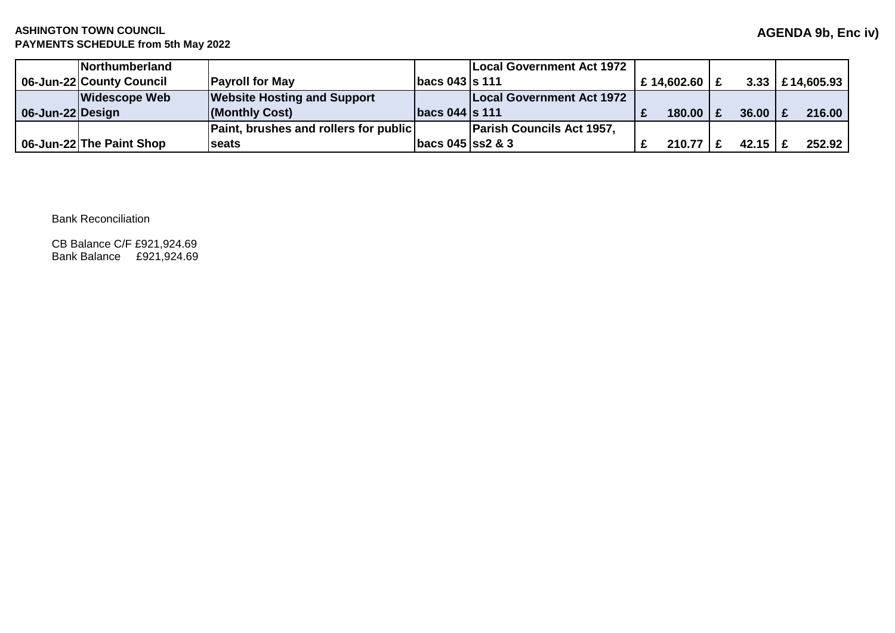**ASHINGTON TOWN COUNCIL**
**PAYMENTS SCHEDULE from 5th May 2022**

**AGENDA 9b, Enc iv)**

| | | | | | | | |
|---|---|---|---|---|---|---|---|
| **06-Jun-22** | **Northumberland County Council** | **Payroll for May** | **bacs 043** | **Local Government Act 1972 s 111** | **£ 14,602.60** | **£ 3.33** | **£ 14,605.93** |
| **06-Jun-22** | **Widescope Web Design** | **Website Hosting and Support (Monthly Cost)** | **bacs 044** | **Local Government Act 1972 s 111** | **£ 180.00** | **£ 36.00** | **£ 216.00** |
| **06-Jun-22** | **The Paint Shop** | **Paint, brushes and rollers for public seats** | **bacs 045** | **Parish Councils Act 1957, ss2 & 3** | **£ 210.77** | **£ 42.15** | **£ 252.92** |

Bank Reconciliation

CB Balance C/F £921,924.69
Bank Balance £921,924.69